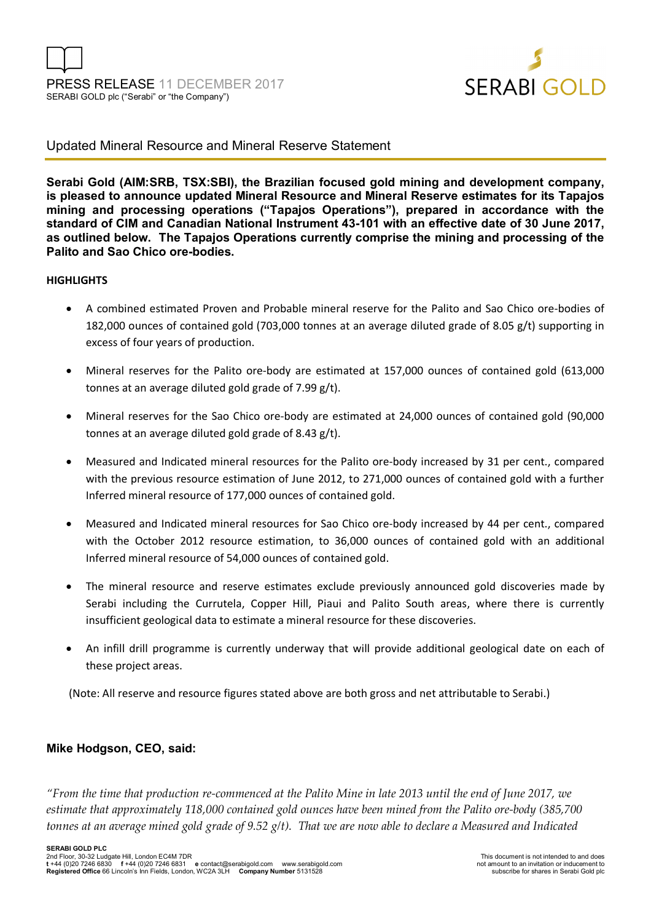PRESS RELEASE 11 DECEMBER 2017

SERABI GOLD plc ("Serabi" or "the Company")

SERABI GOLD

## Updated Mineral Resource and Mineral Reserve Statement

**Serabi Gold (AIM:SRB, TSX:SBI), the Brazilian focused gold mining and development company, is pleased to announce updated Mineral Resource and Mineral Reserve estimates for its Tapajos mining and processing operations ("Tapajos Operations"), prepared in accordance with the standard of CIM and Canadian National Instrument 43-101 with an effective date of 30 June 2017, as outlined below. The Tapajos Operations currently comprise the mining and processing of the Palito and Sao Chico ore-bodies.**

**HIGHLIGHTS**

- A combined estimated Proven and Probable mineral reserve for the Palito and Sao Chico ore-bodies of 182,000 ounces of contained gold (703,000 tonnes at an average diluted grade of 8.05 g/t) supporting in excess of four years of production.
- Mineral reserves for the Palito ore-body are estimated at 157,000 ounces of contained gold (613,000 tonnes at an average diluted gold grade of 7.99 g/t).
- Mineral reserves for the Sao Chico ore-body are estimated at 24,000 ounces of contained gold (90,000 tonnes at an average diluted gold grade of 8.43 g/t).
- Measured and Indicated mineral resources for the Palito ore-body increased by 31 per cent., compared with the previous resource estimation of June 2012, to 271,000 ounces of contained gold with a further Inferred mineral resource of 177,000 ounces of contained gold.
- Measured and Indicated mineral resources for Sao Chico ore-body increased by 44 per cent., compared with the October 2012 resource estimation, to 36,000 ounces of contained gold with an additional Inferred mineral resource of 54,000 ounces of contained gold.
- The mineral resource and reserve estimates exclude previously announced gold discoveries made by Serabi including the Currutela, Copper Hill, Piaui and Palito South areas, where there is currently insufficient geological data to estimate a mineral resource for these discoveries.
- An infill drill programme is currently underway that will provide additional geological date on each of these project areas.

(Note: All reserve and resource figures stated above are both gross and net attributable to Serabi.)

### Mike Hodgson, CEO, said:

*"From the time that production re-commenced at the Palito Mine in late 2013 until the end of June 2017, we estimate that approximately 118,000 contained gold ounces have been mined from the Palito ore-body (385,700 tonnes at an average mined gold grade of 9.52 g/t). That we are now able to declare a Measured and Indicated*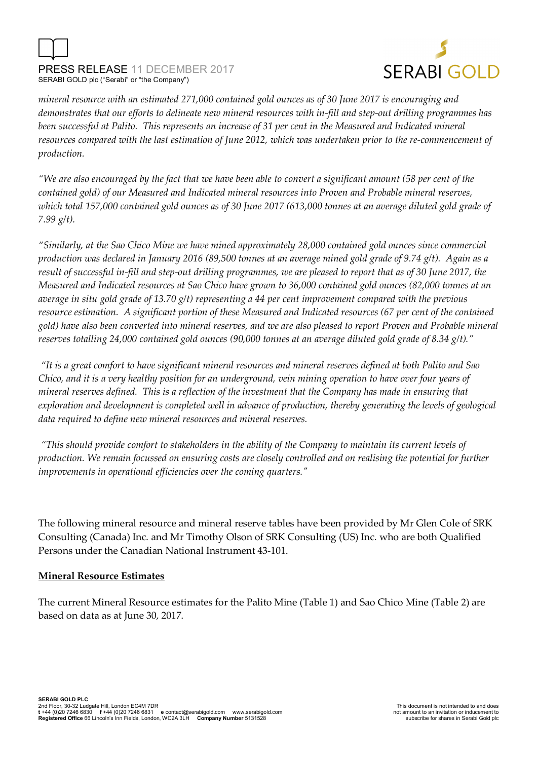*mineral resource with an estimated 271,000 contained gold ounces as of 30 June 2017 is encouraging and demonstrates that our efforts to delineate new mineral resources with in-fill and step-out drilling programmes has been successful at Palito. This represents an increase of 31 per cent in the Measured and Indicated mineral resources compared with the last estimation of June 2012, which was undertaken prior to the re-commencement of production.*

*"We are also encouraged by the fact that we have been able to convert a significant amount (58 per cent of the contained gold) of our Measured and Indicated mineral resources into Proven and Probable mineral reserves, which total 157,000 contained gold ounces as of 30 June 2017 (613,000 tonnes at an average diluted gold grade of 7.99 g/t).*

*"Similarly, at the Sao Chico Mine we have mined approximately 28,000 contained gold ounces since commercial production was declared in January 2016 (89,500 tonnes at an average mined gold grade of 9.74 g/t). Again as a result of successful in-fill and step-out drilling programmes, we are pleased to report that as of 30 June 2017, the Measured and Indicated resources at Sao Chico have grown to 36,000 contained gold ounces (82,000 tonnes at an average in situ gold grade of 13.70 g/t) representing a 44 per cent improvement compared with the previous resource estimation. A significant portion of these Measured and Indicated resources (67 per cent of the contained gold) have also been converted into mineral reserves, and we are also pleased to report Proven and Probable mineral reserves totalling 24,000 contained gold ounces (90,000 tonnes at an average diluted gold grade of 8.34 g/t)."*

*"It is a great comfort to have significant mineral resources and mineral reserves defined at both Palito and Sao Chico, and it is a very healthy position for an underground, vein mining operation to have over four years of mineral reserves defined. This is a reflection of the investment that the Company has made in ensuring that exploration and development is completed well in advance of production, thereby generating the levels of geological data required to define new mineral resources and mineral reserves.*

*"This should provide comfort to stakeholders in the ability of the Company to maintain its current levels of production. We remain focussed on ensuring costs are closely controlled and on realising the potential for further improvements in operational efficiencies over the coming quarters."*

The following mineral resource and mineral reserve tables have been provided by Mr Glen Cole of SRK Consulting (Canada) Inc. and Mr Timothy Olson of SRK Consulting (US) Inc. who are both Qualified Persons under the Canadian National Instrument 43-101.

## Mineral Resource Estimates

The current Mineral Resource estimates for the Palito Mine (Table 1) and Sao Chico Mine (Table 2) are based on data as at June 30, 2017.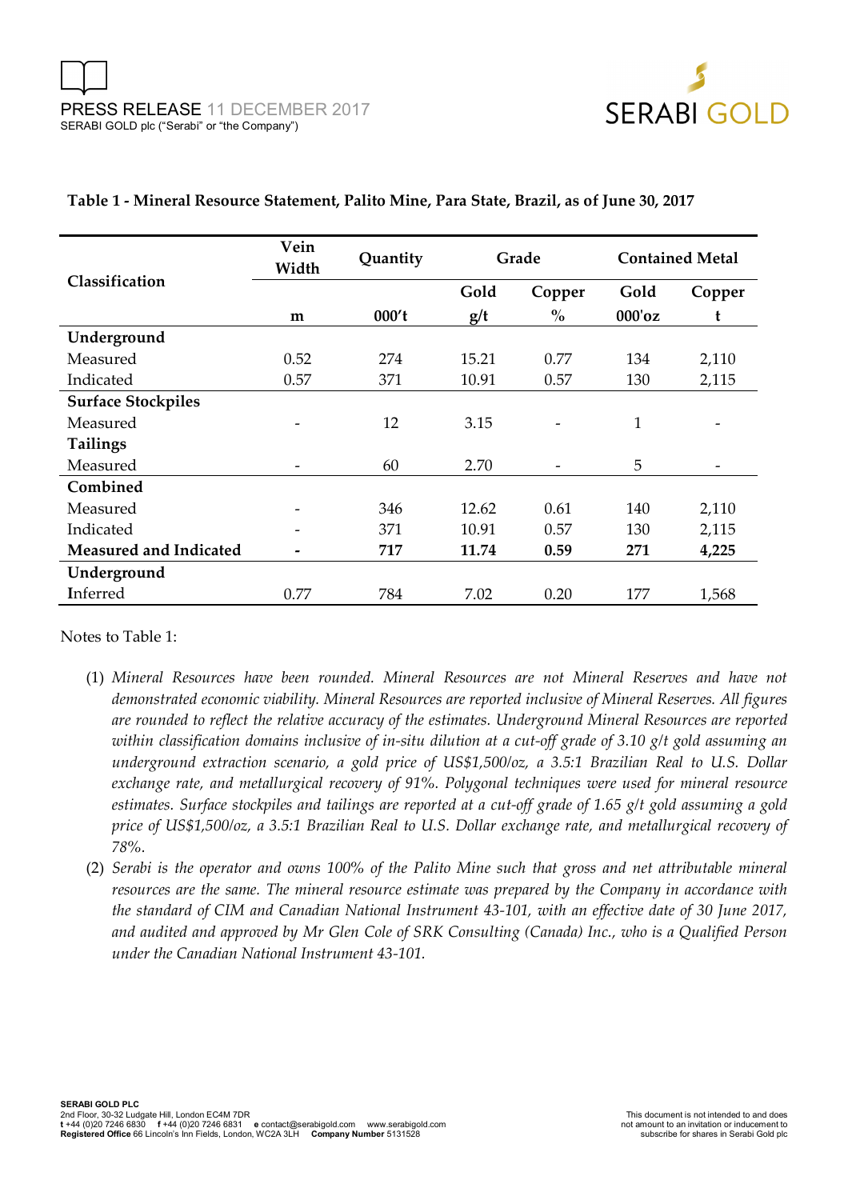**Table 1 - Mineral Resource Statement, Palito Mine, Para State, Brazil, as of June 30, 2017**

| Classification | Vein Width | Quantity | Grade | | Contained Metal | |
|---|---|---|---|---|---|---|
| | | | Gold | Copper | Gold | Copper |
| | m | 000't | g/t | % | 000'oz | t |
| **Underground** | | | | | | |
| Measured | 0.52 | 274 | 15.21 | 0.77 | 134 | 2,110 |
| Indicated | 0.57 | 371 | 10.91 | 0.57 | 130 | 2,115 |
| **Surface Stockpiles** | | | | | | |
| Measured | - | 12 | 3.15 | - | 1 | - |
| **Tailings** | | | | | | |
| Measured | - | 60 | 2.70 | - | 5 | - |
| **Combined** | | | | | | |
| Measured | - | 346 | 12.62 | 0.61 | 140 | 2,110 |
| Indicated | - | 371 | 10.91 | 0.57 | 130 | 2,115 |
| **Measured and Indicated** | **-** | **717** | **11.74** | **0.59** | **271** | **4,225** |
| **Underground** | | | | | | |
| **I**nferred | 0.77 | 784 | 7.02 | 0.20 | 177 | 1,568 |

Notes to Table 1:

(1) *Mineral Resources have been rounded. Mineral Resources are not Mineral Reserves and have not demonstrated economic viability. Mineral Resources are reported inclusive of Mineral Reserves. All figures are rounded to reflect the relative accuracy of the estimates. Underground Mineral Resources are reported within classification domains inclusive of in-situ dilution at a cut-off grade of 3.10 g/t gold assuming an underground extraction scenario, a gold price of US$1,500/oz, a 3.5:1 Brazilian Real to U.S. Dollar exchange rate, and metallurgical recovery of 91%. Polygonal techniques were used for mineral resource estimates. Surface stockpiles and tailings are reported at a cut-off grade of 1.65 g/t gold assuming a gold price of US$1,500/oz, a 3.5:1 Brazilian Real to U.S. Dollar exchange rate, and metallurgical recovery of 78%.*

(2) *Serabi is the operator and owns 100% of the Palito Mine such that gross and net attributable mineral resources are the same. The mineral resource estimate was prepared by the Company in accordance with the standard of CIM and Canadian National Instrument 43-101, with an effective date of 30 June 2017, and audited and approved by Mr Glen Cole of SRK Consulting (Canada) Inc., who is a Qualified Person under the Canadian National Instrument 43-101.*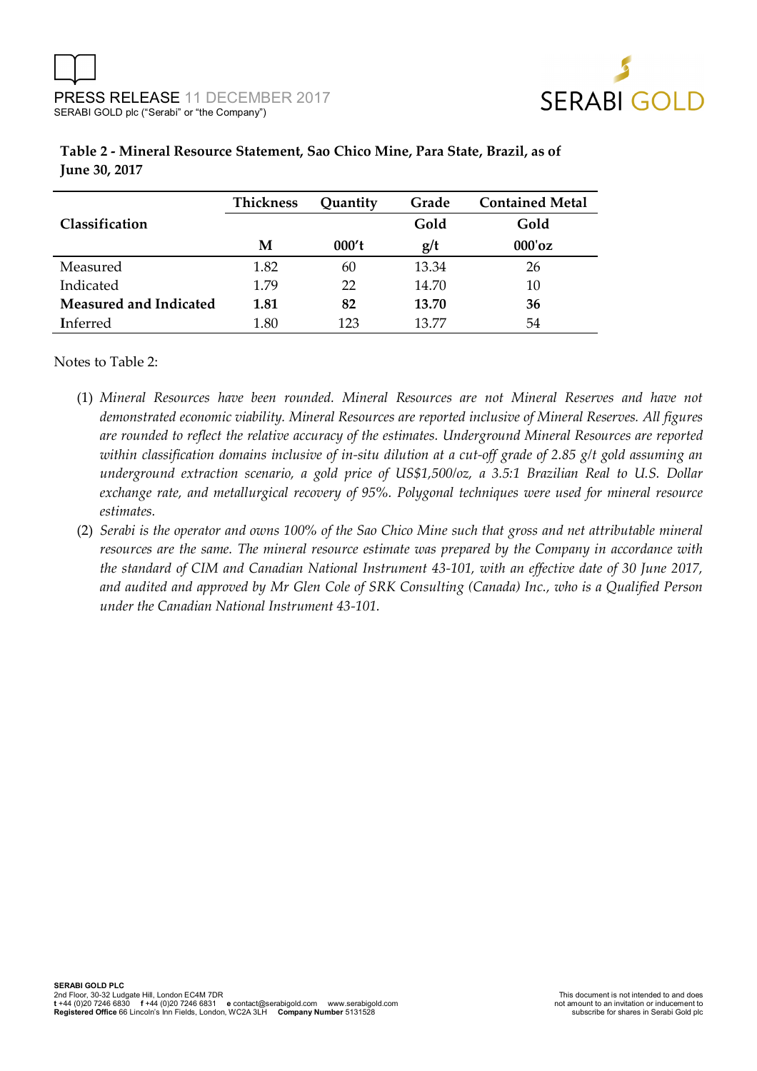**Table 2 - Mineral Resource Statement, Sao Chico Mine, Para State, Brazil, as of June 30, 2017**

| Classification | Thickness | Quantity | Grade | Contained Metal |
|---|---|---|---|---|
| | | | Gold | Gold |
| | M | 000't | g/t | 000'oz |
| Measured | 1.82 | 60 | 13.34 | 26 |
| Indicated | 1.79 | 22 | 14.70 | 10 |
| **Measured and Indicated** | **1.81** | **82** | **13.70** | **36** |
| Inferred | 1.80 | 123 | 13.77 | 54 |

Notes to Table 2:

(1) *Mineral Resources have been rounded. Mineral Resources are not Mineral Reserves and have not demonstrated economic viability. Mineral Resources are reported inclusive of Mineral Reserves. All figures are rounded to reflect the relative accuracy of the estimates. Underground Mineral Resources are reported within classification domains inclusive of in-situ dilution at a cut-off grade of 2.85 g/t gold assuming an underground extraction scenario, a gold price of US$1,500/oz, a 3.5:1 Brazilian Real to U.S. Dollar exchange rate, and metallurgical recovery of 95%. Polygonal techniques were used for mineral resource estimates.*

(2) *Serabi is the operator and owns 100% of the Sao Chico Mine such that gross and net attributable mineral resources are the same. The mineral resource estimate was prepared by the Company in accordance with the standard of CIM and Canadian National Instrument 43-101, with an effective date of 30 June 2017, and audited and approved by Mr Glen Cole of SRK Consulting (Canada) Inc., who is a Qualified Person under the Canadian National Instrument 43-101.*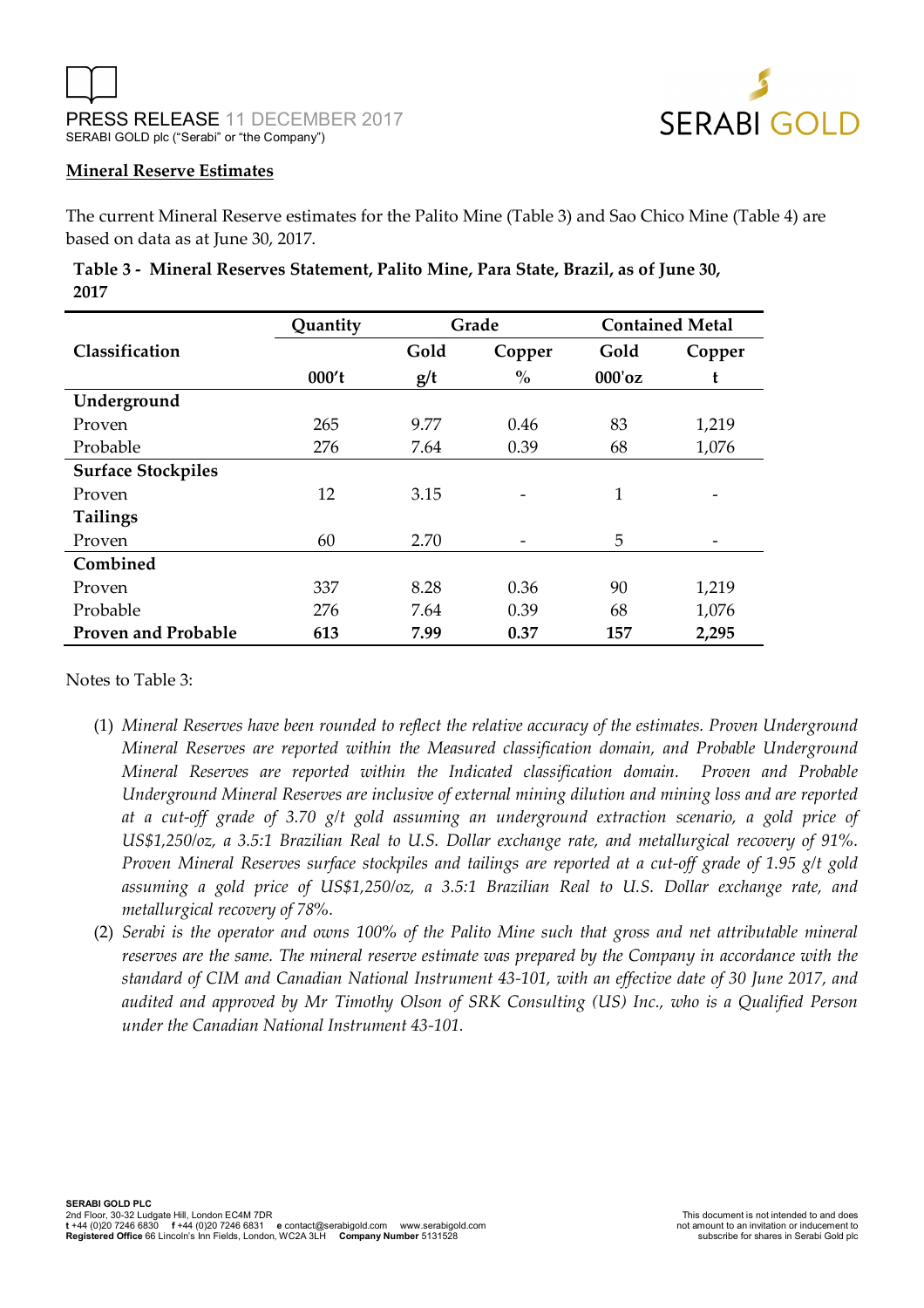## Mineral Reserve Estimates

The current Mineral Reserve estimates for the Palito Mine (Table 3) and Sao Chico Mine (Table 4) are based on data as at June 30, 2017.

**Table 3 - Mineral Reserves Statement, Palito Mine, Para State, Brazil, as of June 30, 2017**

| Classification | Quantity | Grade | | Contained Metal | |
|---|---|---|---|---|---|
| | | Gold | Copper | Gold | Copper |
| | 000't | g/t | % | 000'oz | t |
| **Underground** | | | | | |
| Proven | 265 | 9.77 | 0.46 | 83 | 1,219 |
| Probable | 276 | 7.64 | 0.39 | 68 | 1,076 |
| **Surface Stockpiles** | | | | | |
| Proven | 12 | 3.15 | - | 1 | - |
| **Tailings** | | | | | |
| Proven | 60 | 2.70 | - | 5 | - |
| **Combined** | | | | | |
| Proven | 337 | 8.28 | 0.36 | 90 | 1,219 |
| Probable | 276 | 7.64 | 0.39 | 68 | 1,076 |
| **Proven and Probable** | **613** | **7.99** | **0.37** | **157** | **2,295** |

Notes to Table 3:

1. *Mineral Reserves have been rounded to reflect the relative accuracy of the estimates. Proven Underground Mineral Reserves are reported within the Measured classification domain, and Probable Underground Mineral Reserves are reported within the Indicated classification domain. Proven and Probable Underground Mineral Reserves are inclusive of external mining dilution and mining loss and are reported at a cut-off grade of 3.70 g/t gold assuming an underground extraction scenario, a gold price of US$1,250/oz, a 3.5:1 Brazilian Real to U.S. Dollar exchange rate, and metallurgical recovery of 91%. Proven Mineral Reserves surface stockpiles and tailings are reported at a cut-off grade of 1.95 g/t gold assuming a gold price of US$1,250/oz, a 3.5:1 Brazilian Real to U.S. Dollar exchange rate, and metallurgical recovery of 78%.*
2. *Serabi is the operator and owns 100% of the Palito Mine such that gross and net attributable mineral reserves are the same. The mineral reserve estimate was prepared by the Company in accordance with the standard of CIM and Canadian National Instrument 43-101, with an effective date of 30 June 2017, and audited and approved by Mr Timothy Olson of SRK Consulting (US) Inc., who is a Qualified Person under the Canadian National Instrument 43-101.*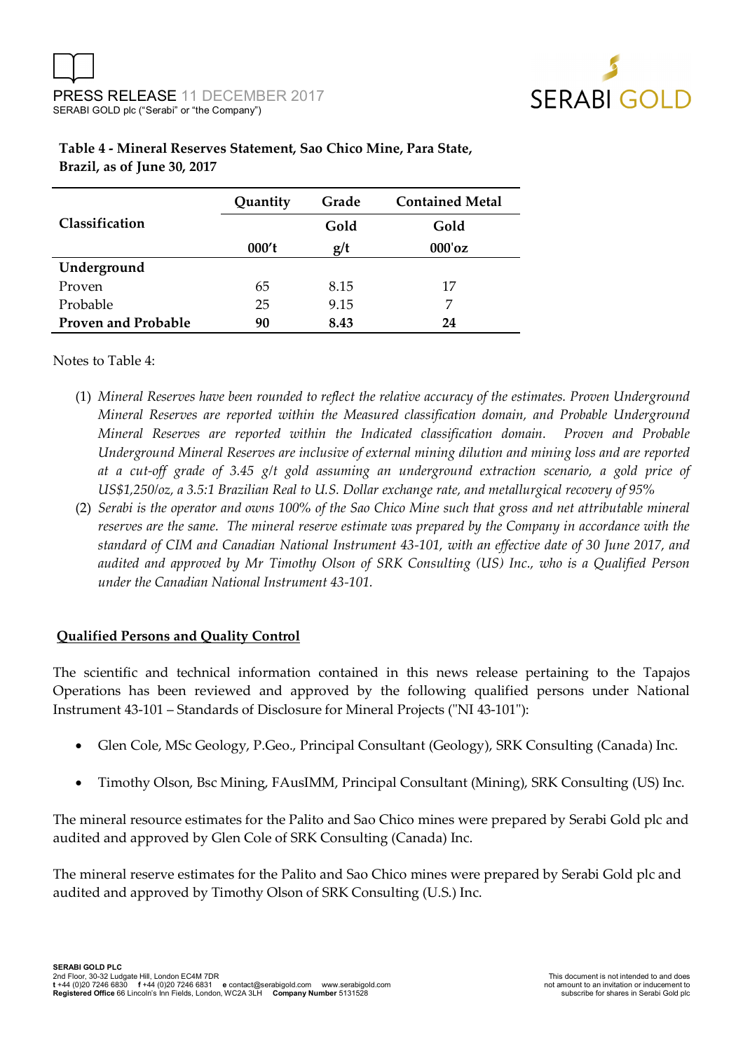**Table 4 - Mineral Reserves Statement, Sao Chico Mine, Para State, Brazil, as of June 30, 2017**

| Classification | Quantity | Grade | Contained Metal |
|---|---|---|---|
| | | Gold | Gold |
| | 000't | g/t | 000'oz |
| **Underground** | | | |
| Proven | 65 | 8.15 | 17 |
| Probable | 25 | 9.15 | 7 |
| **Proven and Probable** | **90** | **8.43** | **24** |

Notes to Table 4:

(1) *Mineral Reserves have been rounded to reflect the relative accuracy of the estimates. Proven Underground Mineral Reserves are reported within the Measured classification domain, and Probable Underground Mineral Reserves are reported within the Indicated classification domain. Proven and Probable Underground Mineral Reserves are inclusive of external mining dilution and mining loss and are reported at a cut-off grade of 3.45 g/t gold assuming an underground extraction scenario, a gold price of US$1,250/oz, a 3.5:1 Brazilian Real to U.S. Dollar exchange rate, and metallurgical recovery of 95%*

(2) *Serabi is the operator and owns 100% of the Sao Chico Mine such that gross and net attributable mineral reserves are the same. The mineral reserve estimate was prepared by the Company in accordance with the standard of CIM and Canadian National Instrument 43-101, with an effective date of 30 June 2017, and audited and approved by Mr Timothy Olson of SRK Consulting (US) Inc., who is a Qualified Person under the Canadian National Instrument 43-101.*

## Qualified Persons and Quality Control

The scientific and technical information contained in this news release pertaining to the Tapajos Operations has been reviewed and approved by the following qualified persons under National Instrument 43-101 – Standards of Disclosure for Mineral Projects ("NI 43-101"):

- Glen Cole, MSc Geology, P.Geo., Principal Consultant (Geology), SRK Consulting (Canada) Inc.
- Timothy Olson, Bsc Mining, FAusIMM, Principal Consultant (Mining), SRK Consulting (US) Inc.

The mineral resource estimates for the Palito and Sao Chico mines were prepared by Serabi Gold plc and audited and approved by Glen Cole of SRK Consulting (Canada) Inc.

The mineral reserve estimates for the Palito and Sao Chico mines were prepared by Serabi Gold plc and audited and approved by Timothy Olson of SRK Consulting (U.S.) Inc.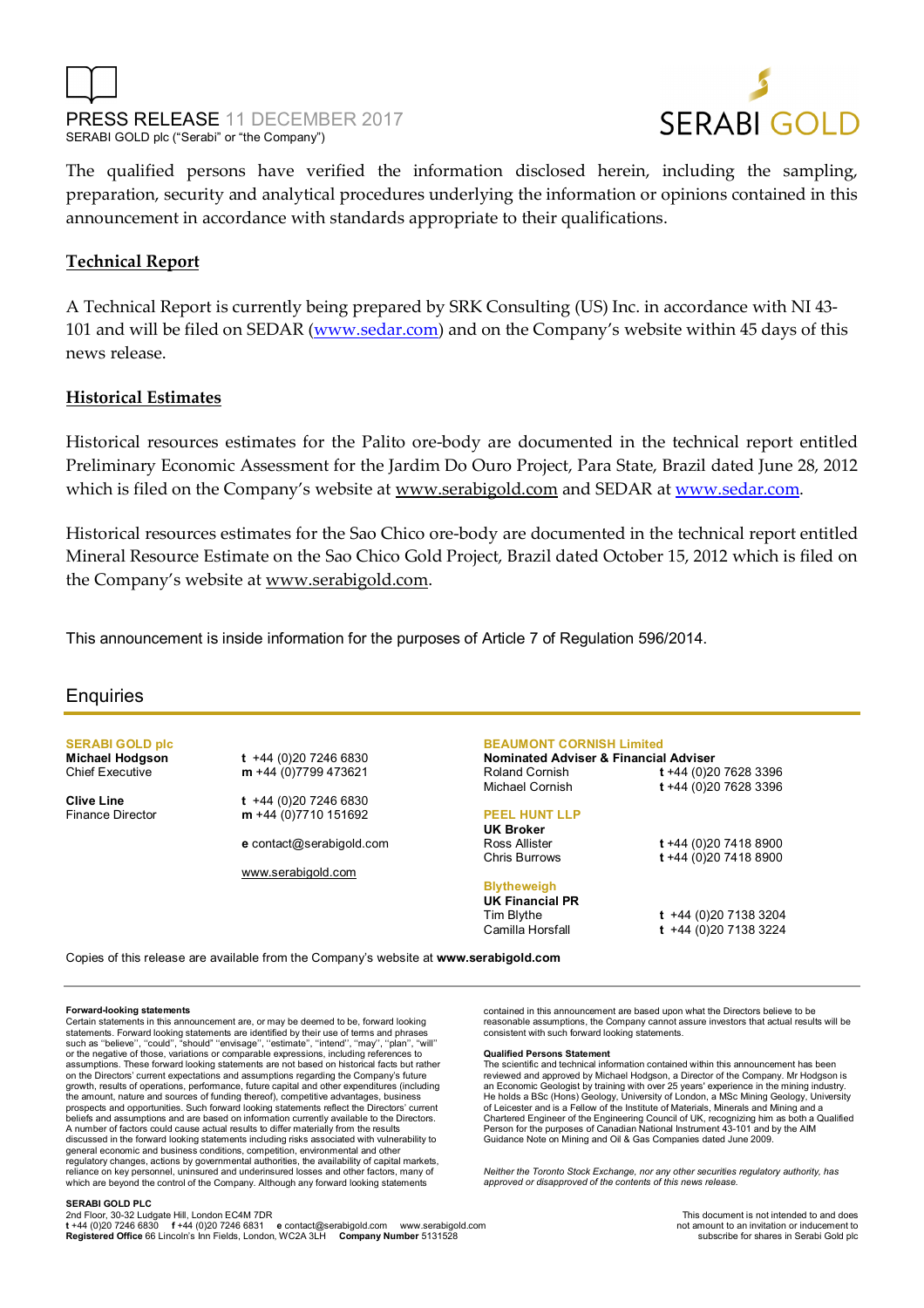The qualified persons have verified the information disclosed herein, including the sampling, preparation, security and analytical procedures underlying the information or opinions contained in this announcement in accordance with standards appropriate to their qualifications.

## Technical Report

A Technical Report is currently being prepared by SRK Consulting (US) Inc. in accordance with NI 43-101 and will be filed on SEDAR (www.sedar.com) and on the Company's website within 45 days of this news release.

## Historical Estimates

Historical resources estimates for the Palito ore-body are documented in the technical report entitled Preliminary Economic Assessment for the Jardim Do Ouro Project, Para State, Brazil dated June 28, 2012 which is filed on the Company's website at www.serabigold.com and SEDAR at www.sedar.com.

Historical resources estimates for the Sao Chico ore-body are documented in the technical report entitled Mineral Resource Estimate on the Sao Chico Gold Project, Brazil dated October 15, 2012 which is filed on the Company's website at www.serabigold.com.

This announcement is inside information for the purposes of Article 7 of Regulation 596/2014.

## Enquiries

**SERABI GOLD plc**

**Michael Hodgson**
Chief Executive
t +44 (0)20 7246 6830
m +44 (0)7799 473621

**Clive Line**
Finance Director
t +44 (0)20 7246 6830
m +44 (0)7710 151692

e contact@serabigold.com

www.serabigold.com

**BEAUMONT CORNISH Limited**
**Nominated Adviser & Financial Adviser**
Roland Cornish t +44 (0)20 7628 3396
Michael Cornish t +44 (0)20 7628 3396

**PEEL HUNT LLP**
**UK Broker**
Ross Allister t +44 (0)20 7418 8900
Chris Burrows t +44 (0)20 7418 8900

**Blytheweigh**
**UK Financial PR**
Tim Blythe t +44 (0)20 7138 3204
Camilla Horsfall t +44 (0)20 7138 3224

Copies of this release are available from the Company's website at **www.serabigold.com**

**Forward-looking statements**
Certain statements in this announcement are, or may be deemed to be, forward looking statements. Forward looking statements are identified by their use of terms and phrases such as "believe", "could", "should" "envisage", "estimate", "intend", "may", "plan", "will" or the negative of those, variations or comparable expressions, including references to assumptions. These forward looking statements are not based on historical facts but rather on the Directors' current expectations and assumptions regarding the Company's future growth, results of operations, performance, future capital and other expenditures (including the amount, nature and sources of funding thereof), competitive advantages, business prospects and opportunities. Such forward looking statements reflect the Directors' current beliefs and assumptions and are based on information currently available to the Directors. A number of factors could cause actual results to differ materially from the results discussed in the forward looking statements including risks associated with vulnerability to general economic and business conditions, competition, environmental and other regulatory changes, actions by governmental authorities, the availability of capital markets, reliance on key personnel, uninsured and underinsured losses and other factors, many of which are beyond the control of the Company. Although any forward looking statements contained in this announcement are based upon what the Directors believe to be reasonable assumptions, the Company cannot assure investors that actual results will be consistent with such forward looking statements.

**Qualified Persons Statement**
The scientific and technical information contained within this announcement has been reviewed and approved by Michael Hodgson, a Director of the Company. Mr Hodgson is an Economic Geologist by training with over 25 years' experience in the mining industry. He holds a BSc (Hons) Geology, University of London, a MSc Mining Geology, University of Leicester and is a Fellow of the Institute of Materials, Minerals and Mining and a Chartered Engineer of the Engineering Council of UK, recognizing him as both a Qualified Person for the purposes of Canadian National Instrument 43-101 and by the AIM Guidance Note on Mining and Oil & Gas Companies dated June 2009.

*Neither the Toronto Stock Exchange, nor any other securities regulatory authority, has approved or disapproved of the contents of this news release.*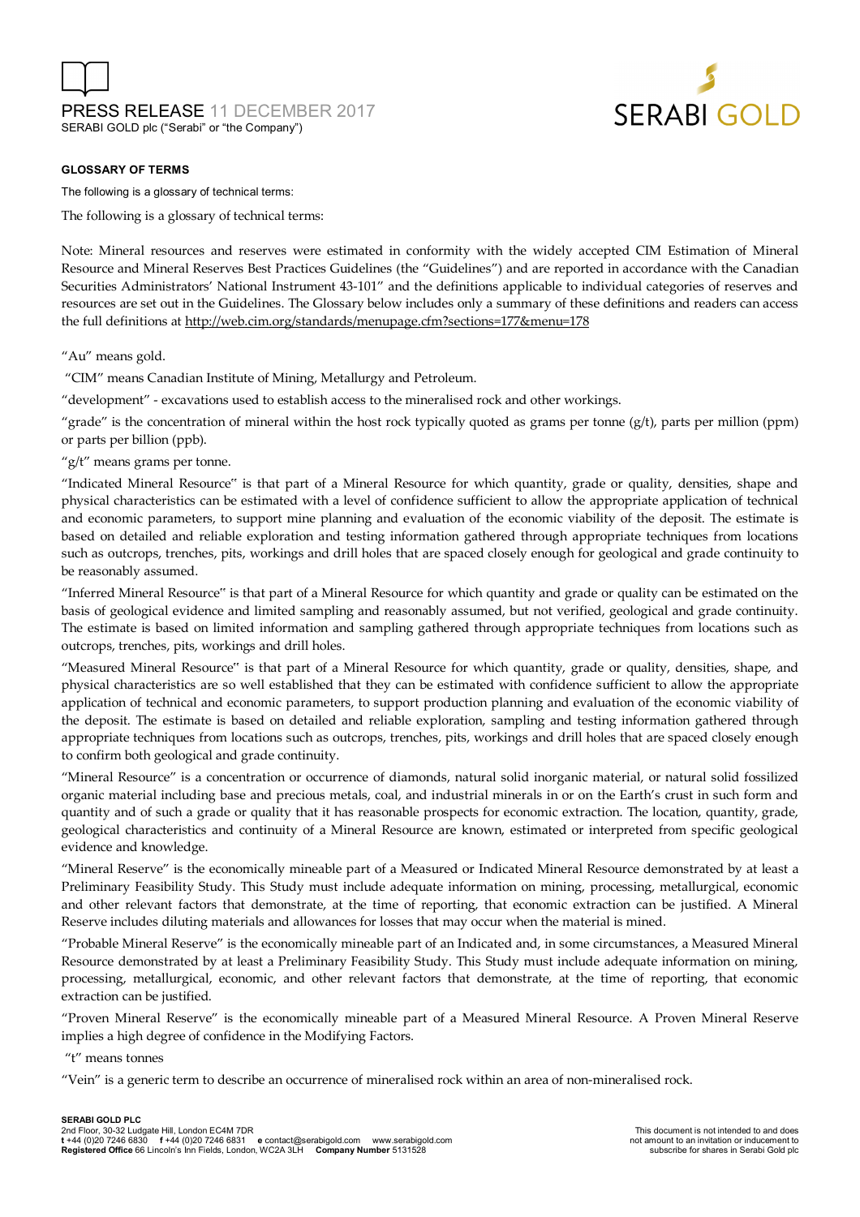## GLOSSARY OF TERMS

The following is a glossary of technical terms:

The following is a glossary of technical terms:

Note: Mineral resources and reserves were estimated in conformity with the widely accepted CIM Estimation of Mineral Resource and Mineral Reserves Best Practices Guidelines (the "Guidelines") and are reported in accordance with the Canadian Securities Administrators' National Instrument 43-101" and the definitions applicable to individual categories of reserves and resources are set out in the Guidelines. The Glossary below includes only a summary of these definitions and readers can access the full definitions at http://web.cim.org/standards/menupage.cfm?sections=177&menu=178

"Au" means gold.

"CIM" means Canadian Institute of Mining, Metallurgy and Petroleum.

"development" - excavations used to establish access to the mineralised rock and other workings.

"grade" is the concentration of mineral within the host rock typically quoted as grams per tonne (g/t), parts per million (ppm) or parts per billion (ppb).

"g/t" means grams per tonne.

"Indicated Mineral Resource" is that part of a Mineral Resource for which quantity, grade or quality, densities, shape and physical characteristics can be estimated with a level of confidence sufficient to allow the appropriate application of technical and economic parameters, to support mine planning and evaluation of the economic viability of the deposit. The estimate is based on detailed and reliable exploration and testing information gathered through appropriate techniques from locations such as outcrops, trenches, pits, workings and drill holes that are spaced closely enough for geological and grade continuity to be reasonably assumed.

"Inferred Mineral Resource" is that part of a Mineral Resource for which quantity and grade or quality can be estimated on the basis of geological evidence and limited sampling and reasonably assumed, but not verified, geological and grade continuity. The estimate is based on limited information and sampling gathered through appropriate techniques from locations such as outcrops, trenches, pits, workings and drill holes.

"Measured Mineral Resource" is that part of a Mineral Resource for which quantity, grade or quality, densities, shape, and physical characteristics are so well established that they can be estimated with confidence sufficient to allow the appropriate application of technical and economic parameters, to support production planning and evaluation of the economic viability of the deposit. The estimate is based on detailed and reliable exploration, sampling and testing information gathered through appropriate techniques from locations such as outcrops, trenches, pits, workings and drill holes that are spaced closely enough to confirm both geological and grade continuity.

"Mineral Resource" is a concentration or occurrence of diamonds, natural solid inorganic material, or natural solid fossilized organic material including base and precious metals, coal, and industrial minerals in or on the Earth's crust in such form and quantity and of such a grade or quality that it has reasonable prospects for economic extraction. The location, quantity, grade, geological characteristics and continuity of a Mineral Resource are known, estimated or interpreted from specific geological evidence and knowledge.

"Mineral Reserve" is the economically mineable part of a Measured or Indicated Mineral Resource demonstrated by at least a Preliminary Feasibility Study. This Study must include adequate information on mining, processing, metallurgical, economic and other relevant factors that demonstrate, at the time of reporting, that economic extraction can be justified. A Mineral Reserve includes diluting materials and allowances for losses that may occur when the material is mined.

"Probable Mineral Reserve" is the economically mineable part of an Indicated and, in some circumstances, a Measured Mineral Resource demonstrated by at least a Preliminary Feasibility Study. This Study must include adequate information on mining, processing, metallurgical, economic, and other relevant factors that demonstrate, at the time of reporting, that economic extraction can be justified.

"Proven Mineral Reserve" is the economically mineable part of a Measured Mineral Resource. A Proven Mineral Reserve implies a high degree of confidence in the Modifying Factors.

"t" means tonnes

"Vein" is a generic term to describe an occurrence of mineralised rock within an area of non-mineralised rock.